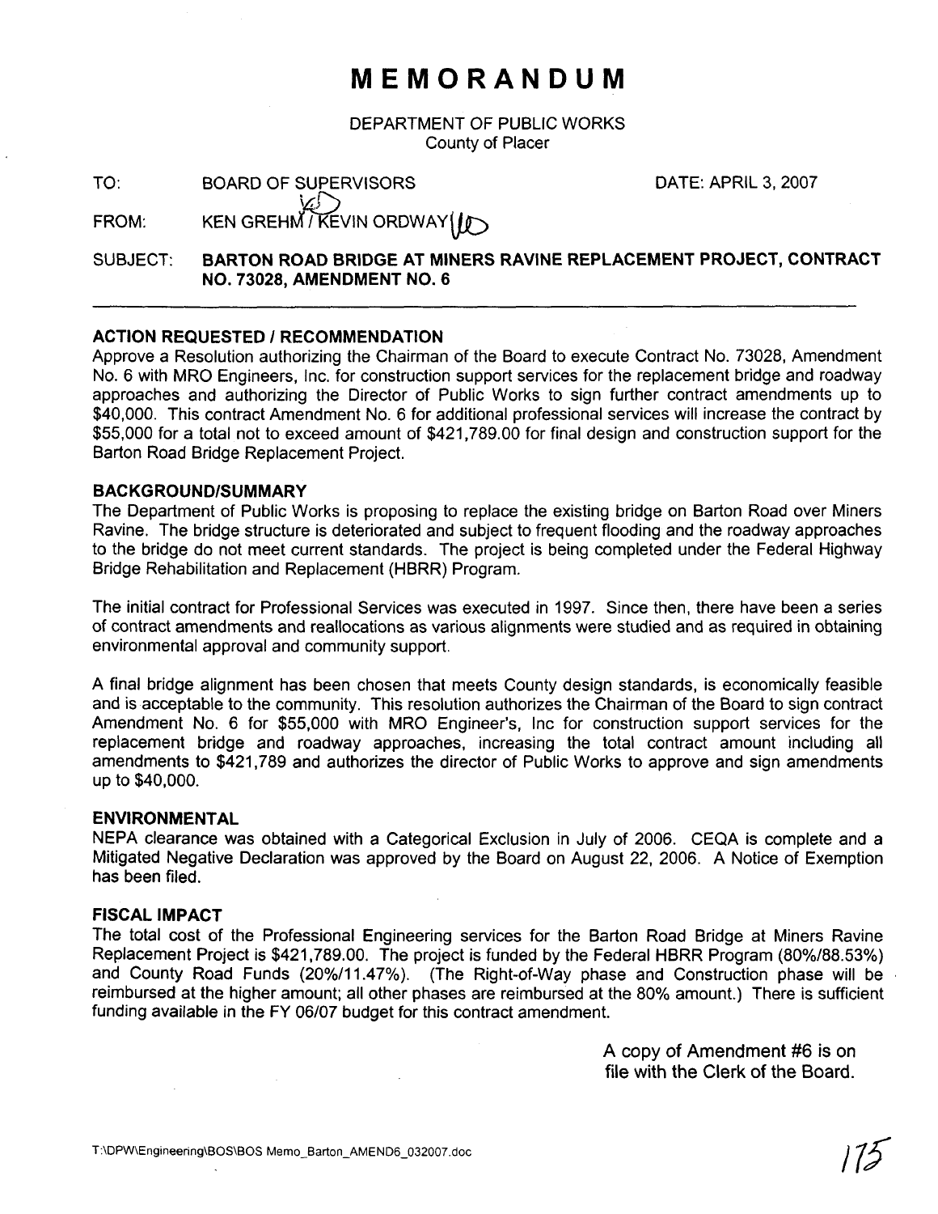# MEMORANDUM

DEPARTMENT OF PUBLIC WORKS
County of Placer

TO: BOARD OF SUPERVISORS DATE: APRIL 3, 2007

FROM: KEN GREHM / KEVIN ORDWAY

SUBJECT: **BARTON ROAD BRIDGE AT MINERS RAVINE REPLACEMENT PROJECT, CONTRACT NO. 73028, AMENDMENT NO. 6**

---

### ACTION REQUESTED / RECOMMENDATION

Approve a Resolution authorizing the Chairman of the Board to execute Contract No. 73028, Amendment No. 6 with MRO Engineers, Inc. for construction support services for the replacement bridge and roadway approaches and authorizing the Director of Public Works to sign further contract amendments up to $40,000. This contract Amendment No. 6 for additional professional services will increase the contract by $55,000 for a total not to exceed amount of $421,789.00 for final design and construction support for the Barton Road Bridge Replacement Project.

### BACKGROUND/SUMMARY

The Department of Public Works is proposing to replace the existing bridge on Barton Road over Miners Ravine. The bridge structure is deteriorated and subject to frequent flooding and the roadway approaches to the bridge do not meet current standards. The project is being completed under the Federal Highway Bridge Rehabilitation and Replacement (HBRR) Program.

The initial contract for Professional Services was executed in 1997. Since then, there have been a series of contract amendments and reallocations as various alignments were studied and as required in obtaining environmental approval and community support.

A final bridge alignment has been chosen that meets County design standards, is economically feasible and is acceptable to the community. This resolution authorizes the Chairman of the Board to sign contract Amendment No. 6 for $55,000 with MRO Engineer's, Inc for construction support services for the replacement bridge and roadway approaches, increasing the total contract amount including all amendments to $421,789 and authorizes the director of Public Works to approve and sign amendments up to $40,000.

### ENVIRONMENTAL

NEPA clearance was obtained with a Categorical Exclusion in July of 2006. CEQA is complete and a Mitigated Negative Declaration was approved by the Board on August 22, 2006. A Notice of Exemption has been filed.

### FISCAL IMPACT

The total cost of the Professional Engineering services for the Barton Road Bridge at Miners Ravine Replacement Project is $421,789.00. The project is funded by the Federal HBRR Program (80%/88.53%) and County Road Funds (20%/11.47%). (The Right-of-Way phase and Construction phase will be reimbursed at the higher amount; all other phases are reimbursed at the 80% amount.) There is sufficient funding available in the FY 06/07 budget for this contract amendment.

A copy of Amendment #6 is on file with the Clerk of the Board.

T:\DPW\Engineering\BOS\BOS Memo_Barton_AMEND6_032007.doc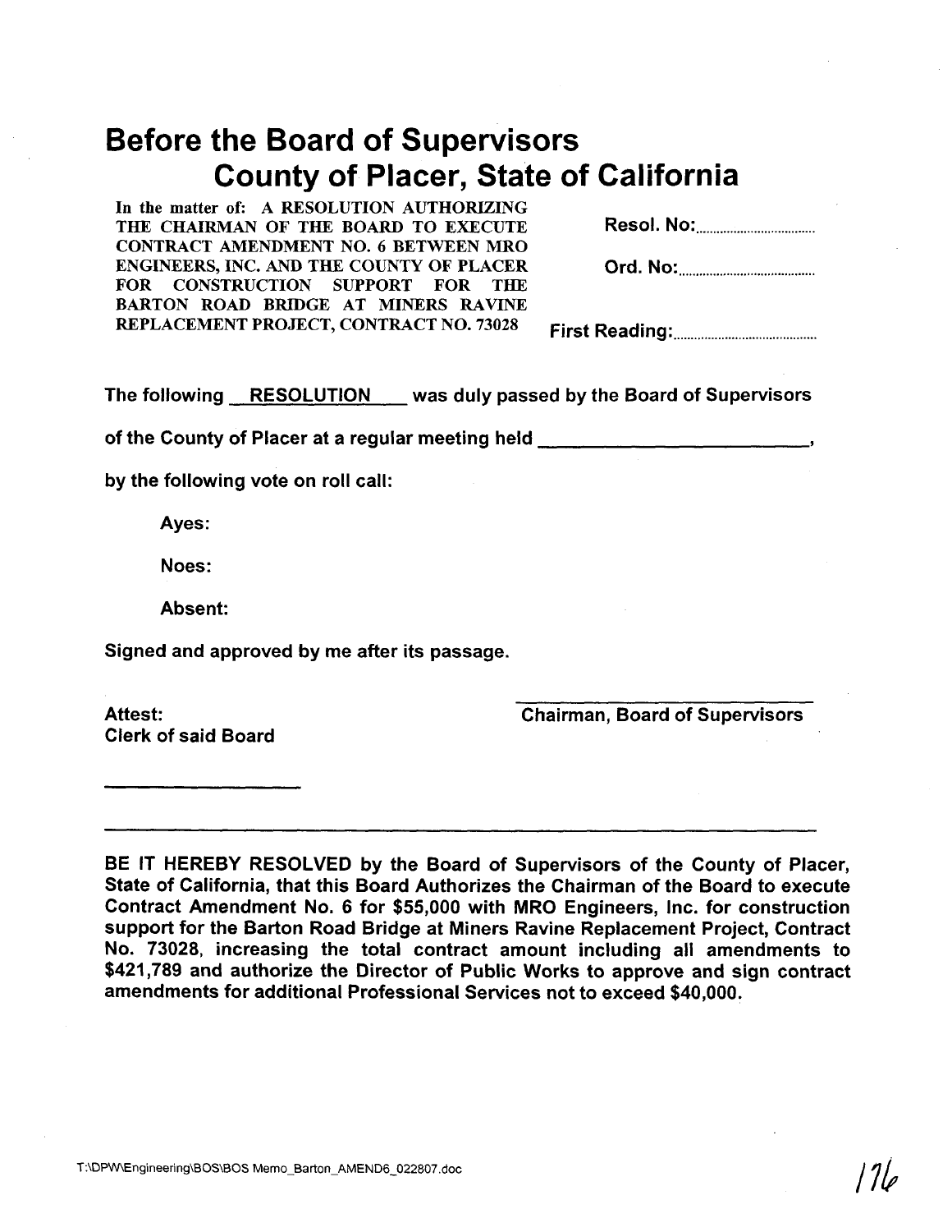# Before the Board of Supervisors
## County of Placer, State of California

In the matter of: A RESOLUTION AUTHORIZING THE CHAIRMAN OF THE BOARD TO EXECUTE CONTRACT AMENDMENT NO. 6 BETWEEN MRO ENGINEERS, INC. AND THE COUNTY OF PLACER FOR CONSTRUCTION SUPPORT FOR THE BARTON ROAD BRIDGE AT MINERS RAVINE REPLACEMENT PROJECT, CONTRACT NO. 73028

**Resol. No:**..............................

**Ord. No:**..............................

**First Reading:**..............................

**The following RESOLUTION was duly passed by the Board of Supervisors of the County of Placer at a regular meeting held ______________________,**

**by the following vote on roll call:**

**Ayes:**

**Noes:**

**Absent:**

**Signed and approved by me after its passage.**

**Attest:**
**Clerk of said Board**

______________________

**Chairman, Board of Supervisors**

---

**BE IT HEREBY RESOLVED by the Board of Supervisors of the County of Placer, State of California, that this Board Authorizes the Chairman of the Board to execute Contract Amendment No. 6 for $55,000 with MRO Engineers, Inc. for construction support for the Barton Road Bridge at Miners Ravine Replacement Project, Contract No. 73028, increasing the total contract amount including all amendments to $421,789 and authorize the Director of Public Works to approve and sign contract amendments for additional Professional Services not to exceed $40,000.**

T:\DPW\Engineering\BOS\BOS Memo_Barton_AMEND6_022807.doc